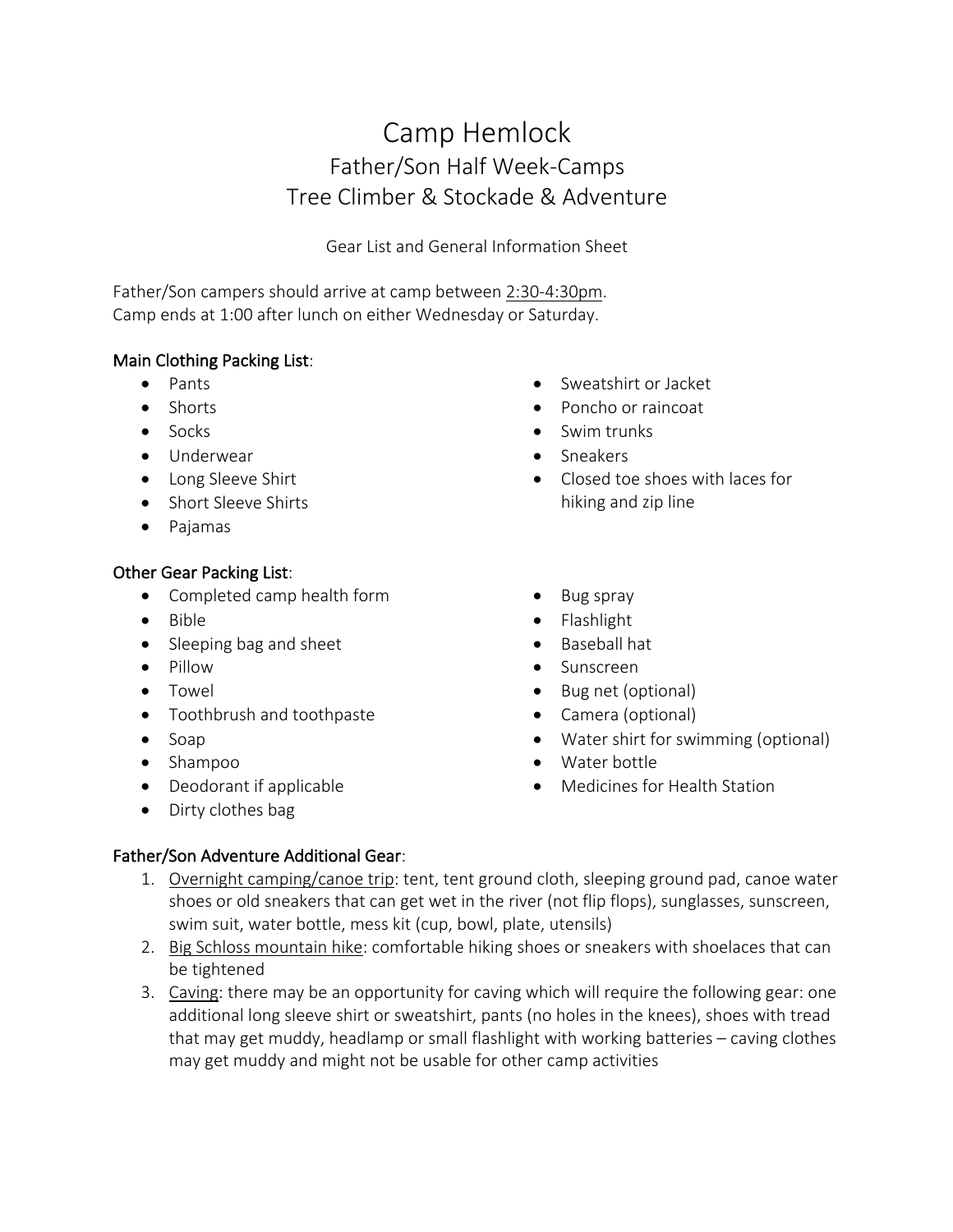# Camp Hemlock

## Father/Son Half Week-Camps

## Tree Climber & Stockade & Adventure

Gear List and General Information Sheet

Father/Son campers should arrive at camp between 2:30-4:30pm.
Camp ends at 1:00 after lunch on either Wednesday or Saturday.

**Main Clothing Packing List**:

- Pants
- Shorts
- Socks
- Underwear
- Long Sleeve Shirt
- Short Sleeve Shirts
- Pajamas
- Sweatshirt or Jacket
- Poncho or raincoat
- Swim trunks
- Sneakers
- Closed toe shoes with laces for hiking and zip line

**Other Gear Packing List**:

- Completed camp health form
- Bible
- Sleeping bag and sheet
- Pillow
- Towel
- Toothbrush and toothpaste
- Soap
- Shampoo
- Deodorant if applicable
- Dirty clothes bag
- Bug spray
- Flashlight
- Baseball hat
- Sunscreen
- Bug net (optional)
- Camera (optional)
- Water shirt for swimming (optional)
- Water bottle
- Medicines for Health Station

**Father/Son Adventure Additional Gear**:

1. Overnight camping/canoe trip: tent, tent ground cloth, sleeping ground pad, canoe water shoes or old sneakers that can get wet in the river (not flip flops), sunglasses, sunscreen, swim suit, water bottle, mess kit (cup, bowl, plate, utensils)
2. Big Schloss mountain hike: comfortable hiking shoes or sneakers with shoelaces that can be tightened
3. Caving: there may be an opportunity for caving which will require the following gear: one additional long sleeve shirt or sweatshirt, pants (no holes in the knees), shoes with tread that may get muddy, headlamp or small flashlight with working batteries – caving clothes may get muddy and might not be usable for other camp activities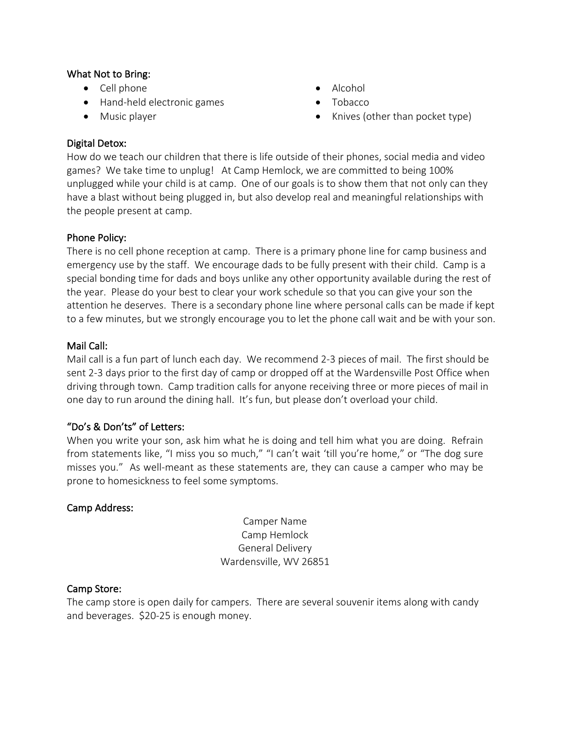## What Not to Bring:

- Cell phone
- Hand-held electronic games
- Music player
- Alcohol
- Tobacco
- Knives (other than pocket type)

## Digital Detox:

How do we teach our children that there is life outside of their phones, social media and video games? We take time to unplug! At Camp Hemlock, we are committed to being 100% unplugged while your child is at camp. One of our goals is to show them that not only can they have a blast without being plugged in, but also develop real and meaningful relationships with the people present at camp.

## Phone Policy:

There is no cell phone reception at camp. There is a primary phone line for camp business and emergency use by the staff. We encourage dads to be fully present with their child. Camp is a special bonding time for dads and boys unlike any other opportunity available during the rest of the year. Please do your best to clear your work schedule so that you can give your son the attention he deserves. There is a secondary phone line where personal calls can be made if kept to a few minutes, but we strongly encourage you to let the phone call wait and be with your son.

## Mail Call:

Mail call is a fun part of lunch each day. We recommend 2-3 pieces of mail. The first should be sent 2-3 days prior to the first day of camp or dropped off at the Wardensville Post Office when driving through town. Camp tradition calls for anyone receiving three or more pieces of mail in one day to run around the dining hall. It's fun, but please don't overload your child.

## "Do's & Don'ts" of Letters:

When you write your son, ask him what he is doing and tell him what you are doing. Refrain from statements like, "I miss you so much," "I can't wait 'till you're home," or "The dog sure misses you." As well-meant as these statements are, they can cause a camper who may be prone to homesickness to feel some symptoms.

## Camp Address:

Camper Name
Camp Hemlock
General Delivery
Wardensville, WV 26851

## Camp Store:

The camp store is open daily for campers. There are several souvenir items along with candy and beverages. $20-25 is enough money.